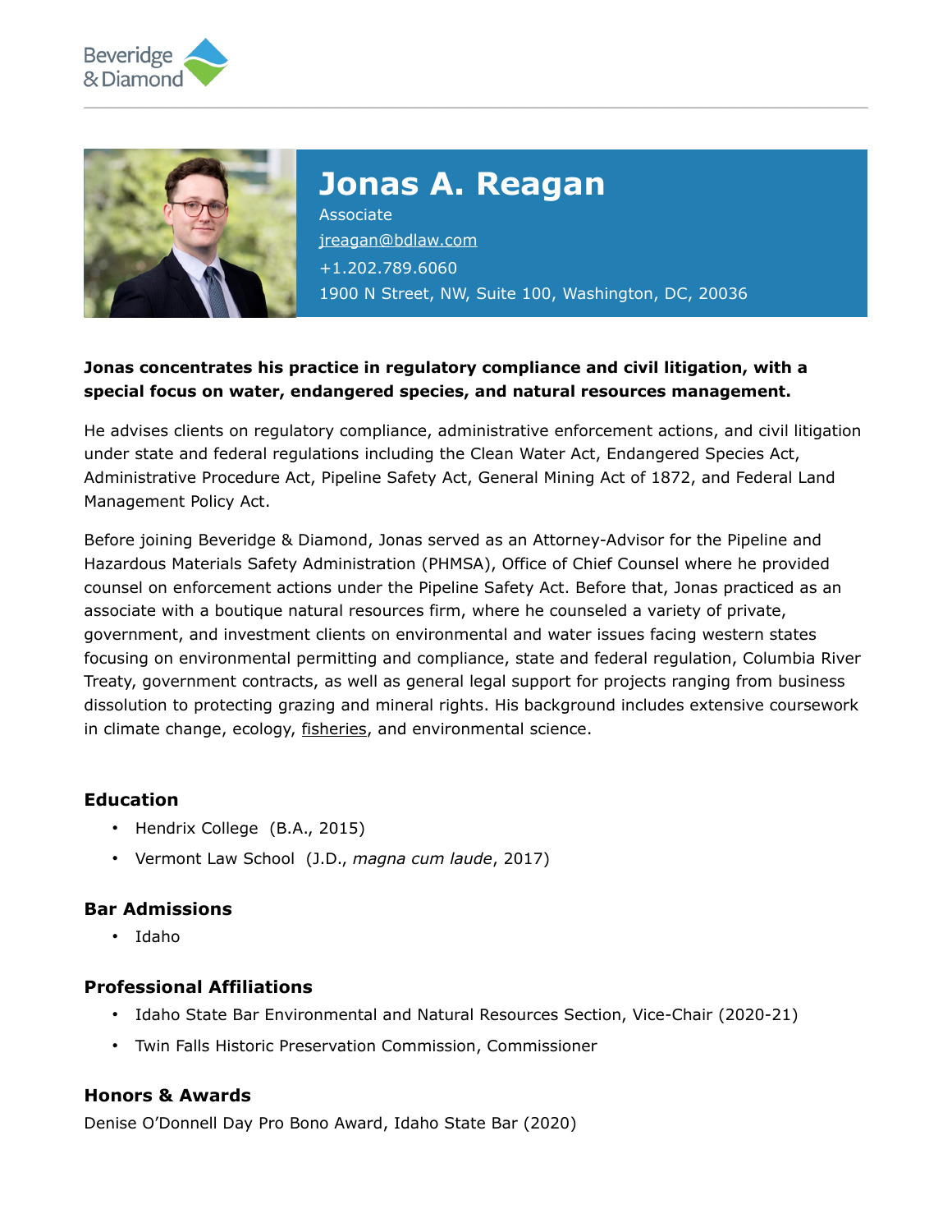Beveridge & Diamond

# Jonas A. Reagan

Associate

jreagan@bdlaw.com

+1.202.789.6060

1900 N Street, NW, Suite 100, Washington, DC, 20036

**Jonas concentrates his practice in regulatory compliance and civil litigation, with a special focus on water, endangered species, and natural resources management.**

He advises clients on regulatory compliance, administrative enforcement actions, and civil litigation under state and federal regulations including the Clean Water Act, Endangered Species Act, Administrative Procedure Act, Pipeline Safety Act, General Mining Act of 1872, and Federal Land Management Policy Act.

Before joining Beveridge & Diamond, Jonas served as an Attorney-Advisor for the Pipeline and Hazardous Materials Safety Administration (PHMSA), Office of Chief Counsel where he provided counsel on enforcement actions under the Pipeline Safety Act. Before that, Jonas practiced as an associate with a boutique natural resources firm, where he counseled a variety of private, government, and investment clients on environmental and water issues facing western states focusing on environmental permitting and compliance, state and federal regulation, Columbia River Treaty, government contracts, as well as general legal support for projects ranging from business dissolution to protecting grazing and mineral rights. His background includes extensive coursework in climate change, ecology, fisheries, and environmental science.

## Education

- Hendrix College (B.A., 2015)
- Vermont Law School (J.D., *magna cum laude*, 2017)

## Bar Admissions

- Idaho

## Professional Affiliations

- Idaho State Bar Environmental and Natural Resources Section, Vice-Chair (2020-21)
- Twin Falls Historic Preservation Commission, Commissioner

## Honors & Awards

Denise O'Donnell Day Pro Bono Award, Idaho State Bar (2020)